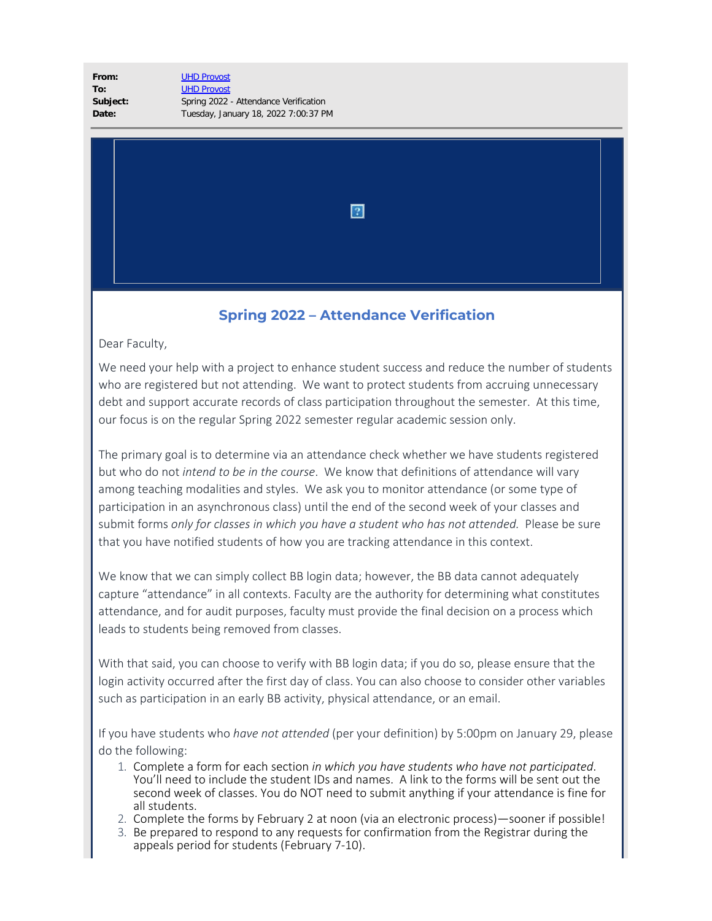| | |
|---|---|
| **From:** | UHD Provost |
| **To:** | UHD Provost |
| **Subject:** | Spring 2022 - Attendance Verification |
| **Date:** | Tuesday, January 18, 2022 7:00:37 PM |

## Spring 2022 – Attendance Verification

Dear Faculty,

We need your help with a project to enhance student success and reduce the number of students who are registered but not attending. We want to protect students from accruing unnecessary debt and support accurate records of class participation throughout the semester. At this time, our focus is on the regular Spring 2022 semester regular academic session only.

The primary goal is to determine via an attendance check whether we have students registered but who do not *intend to be in the course*. We know that definitions of attendance will vary among teaching modalities and styles. We ask you to monitor attendance (or some type of participation in an asynchronous class) until the end of the second week of your classes and submit forms *only for classes in which you have a student who has not attended.* Please be sure that you have notified students of how you are tracking attendance in this context.

We know that we can simply collect BB login data; however, the BB data cannot adequately capture "attendance" in all contexts. Faculty are the authority for determining what constitutes attendance, and for audit purposes, faculty must provide the final decision on a process which leads to students being removed from classes.

With that said, you can choose to verify with BB login data; if you do so, please ensure that the login activity occurred after the first day of class. You can also choose to consider other variables such as participation in an early BB activity, physical attendance, or an email.

If you have students who *have not attended* (per your definition) by 5:00pm on January 29, please do the following:

1. Complete a form for each section *in which you have students who have not participated*. You'll need to include the student IDs and names. A link to the forms will be sent out the second week of classes. You do NOT need to submit anything if your attendance is fine for all students.
2. Complete the forms by February 2 at noon (via an electronic process)—sooner if possible!
3. Be prepared to respond to any requests for confirmation from the Registrar during the appeals period for students (February 7-10).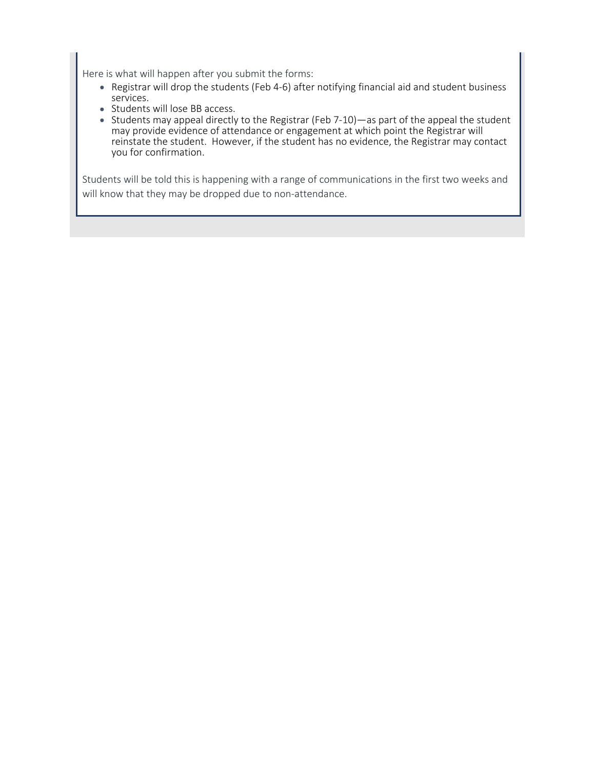Here is what will happen after you submit the forms:

- Registrar will drop the students (Feb 4-6) after notifying financial aid and student business services.
- Students will lose BB access.
- Students may appeal directly to the Registrar (Feb 7-10)—as part of the appeal the student may provide evidence of attendance or engagement at which point the Registrar will reinstate the student. However, if the student has no evidence, the Registrar may contact you for confirmation.

Students will be told this is happening with a range of communications in the first two weeks and will know that they may be dropped due to non-attendance.